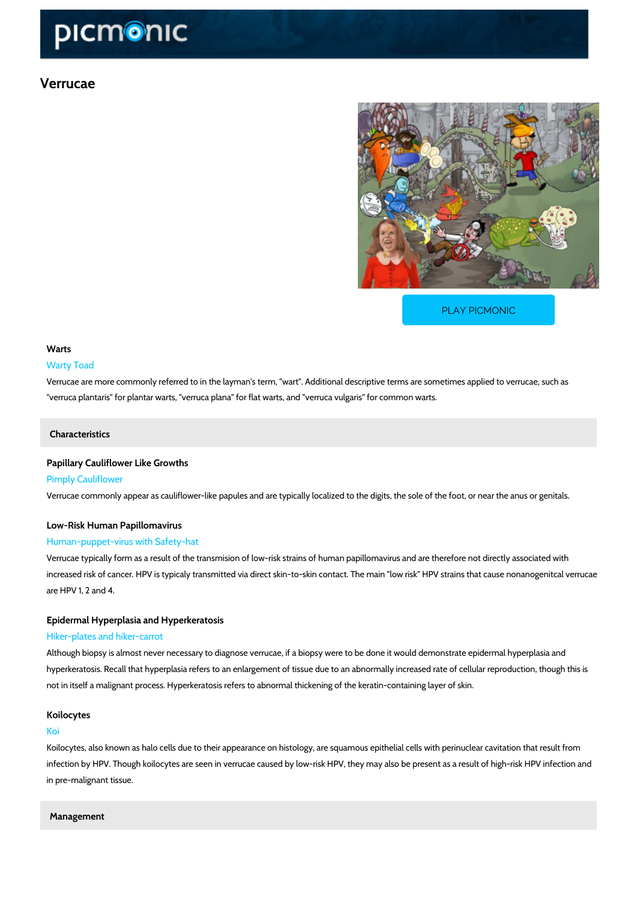# Verrucae

PLAY PICMONIC

### Warts

Warty Toad

Verrucae are more commonly referred to in the layman's term, "wart". Additional descriptive terms are sometimes applied to verrucae, such as "verruca plantaris" for plantar warts, "verruca plana" for flat warts, and "verruca vulgaris" for common warts.

## Characteristics

### Papillary Cauliflower Like Growths

Pimply Cauliflower

Verrucae commonly appear as cauliflower-like papules and are typically localized to the digits, the sole of the foot, or near the anus or genitals.

### Low-Risk Human Papillomavirus

Human-puppet-virus with Safety-hat

Verrucae typically form as a result of the transmision of low-risk strains of human papillomavirus and are therefore not directly associated with increased risk of cancer. HPV is typicaly transmitted via direct skin-to-skin contact. The main "low risk" HPV strains that cause nonanogenitcal verrucae are HPV 1, 2 and 4.

### Epidermal Hyperplasia and Hyperkeratosis

Hiker-plates and hiker-carrot

Although biopsy is almost never necessary to diagnose verrucae, if a biopsy were to be done it would demonstrate epidermal hyperplasia and hyperkeratosis. Recall that hyperplasia refers to an enlargement of tissue due to an abnormally increased rate of cellular reproduction, though this is not in itself a malignant process. Hyperkeratosis refers to abnormal thickening of the keratin-containing layer of skin.

### Koilocytes

Koi

Koilocytes, also known as halo cells due to their appearance on histology, are squamous epithelial cells with perinuclear cavitation that result from infection by HPV. Though koilocytes are seen in verrucae caused by low-risk HPV, they may also be present as a result of high-risk HPV infection and in pre-malignant tissue.

## Management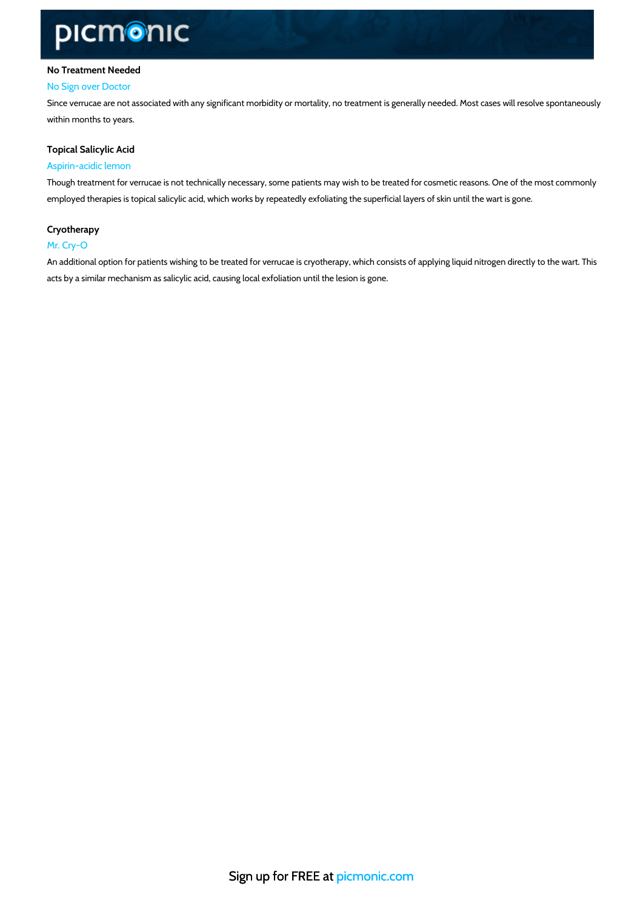**No Treatment Needed**

No Sign over Doctor

Since verrucae are not associated with any significant morbidity or mortality, no treatment is generally needed. Most cases will resolve spontaneously within months to years.

**Topical Salicylic Acid**

Aspirin-acidic lemon

Though treatment for verrucae is not technically necessary, some patients may wish to be treated for cosmetic reasons. One of the most commonly employed therapies is topical salicylic acid, which works by repeatedly exfoliating the superficial layers of skin until the wart is gone.

**Cryotherapy**

Mr. Cry-O

An additional option for patients wishing to be treated for verrucae is cryotherapy, which consists of applying liquid nitrogen directly to the wart. This acts by a similar mechanism as salicylic acid, causing local exfoliation until the lesion is gone.